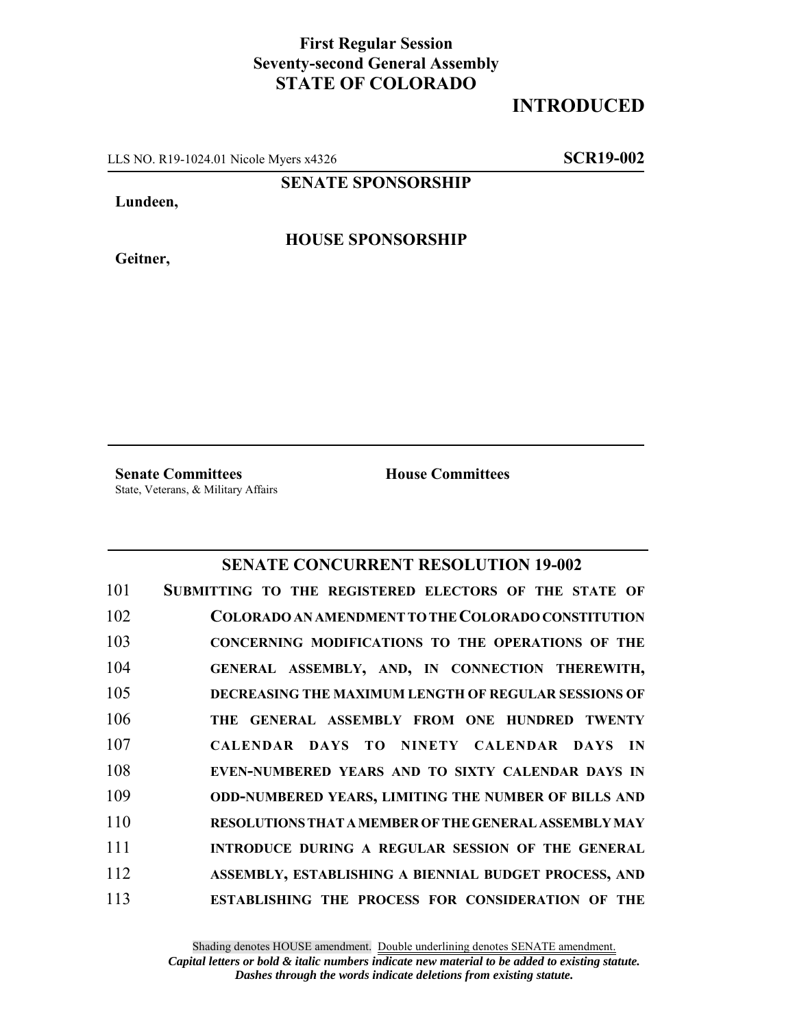**First Regular Session**
**Seventy-second General Assembly**
**STATE OF COLORADO**

# INTRODUCED

LLS NO. R19-1024.01 Nicole Myers x4326 **SCR19-002**

**SENATE SPONSORSHIP**

**Lundeen,**

**HOUSE SPONSORSHIP**

**Geitner,**

**Senate Committees**
State, Veterans, & Military Affairs

**House Committees**

## SENATE CONCURRENT RESOLUTION 19-002

101 **SUBMITTING TO THE REGISTERED ELECTORS OF THE STATE OF**
102 **COLORADO AN AMENDMENT TO THE COLORADO CONSTITUTION**
103 **CONCERNING MODIFICATIONS TO THE OPERATIONS OF THE**
104 **GENERAL ASSEMBLY, AND, IN CONNECTION THEREWITH,**
105 **DECREASING THE MAXIMUM LENGTH OF REGULAR SESSIONS OF**
106 **THE GENERAL ASSEMBLY FROM ONE HUNDRED TWENTY**
107 **CALENDAR DAYS TO NINETY CALENDAR DAYS IN**
108 **EVEN-NUMBERED YEARS AND TO SIXTY CALENDAR DAYS IN**
109 **ODD-NUMBERED YEARS, LIMITING THE NUMBER OF BILLS AND**
110 **RESOLUTIONS THAT A MEMBER OF THE GENERAL ASSEMBLY MAY**
111 **INTRODUCE DURING A REGULAR SESSION OF THE GENERAL**
112 **ASSEMBLY, ESTABLISHING A BIENNIAL BUDGET PROCESS, AND**
113 **ESTABLISHING THE PROCESS FOR CONSIDERATION OF THE**

Shading denotes HOUSE amendment. Double underlining denotes SENATE amendment.
***Capital letters or bold & italic numbers indicate new material to be added to existing statute.***
***Dashes through the words indicate deletions from existing statute.***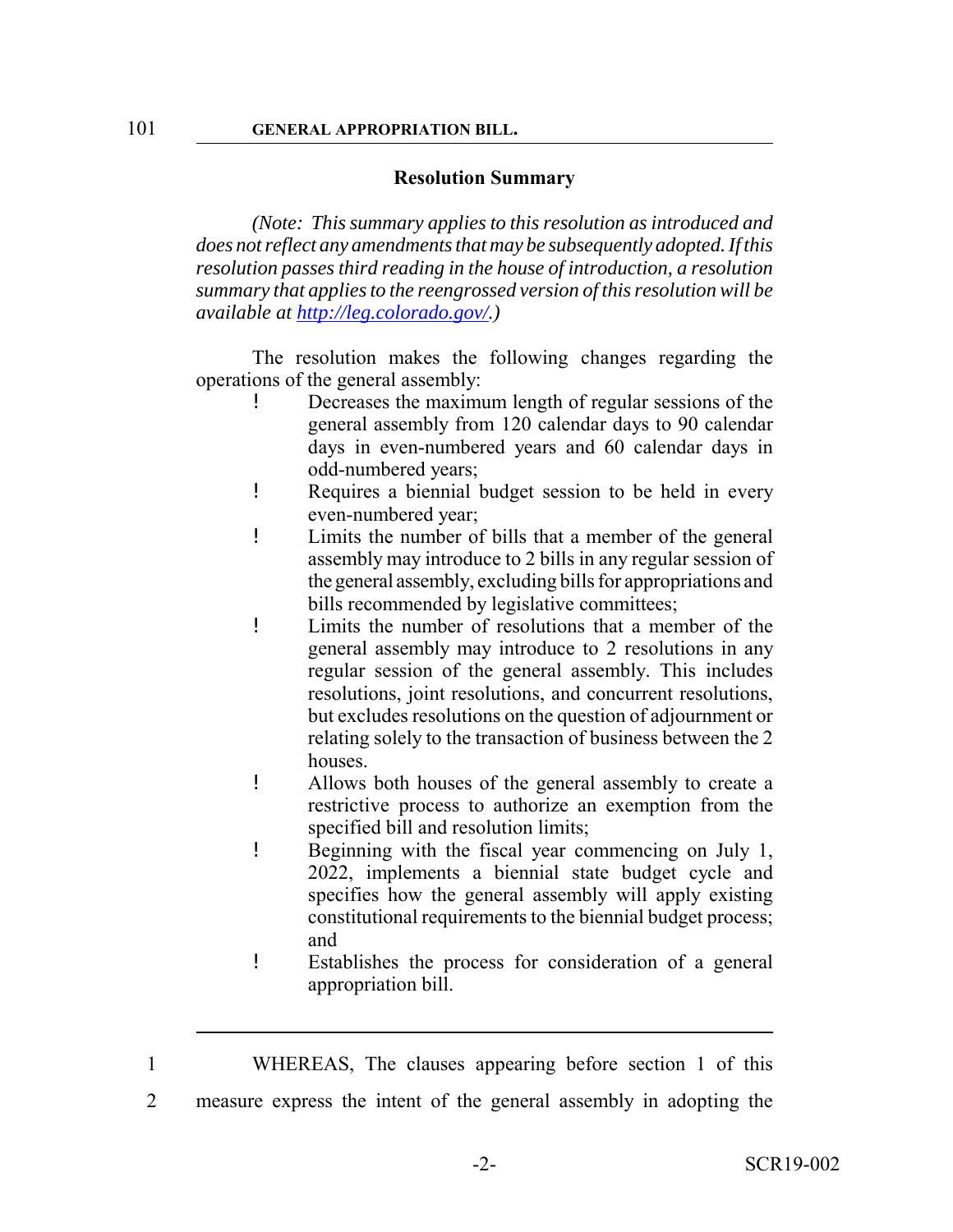101 **GENERAL APPROPRIATION BILL.**

## Resolution Summary

*(Note: This summary applies to this resolution as introduced and does not reflect any amendments that may be subsequently adopted. If this resolution passes third reading in the house of introduction, a resolution summary that applies to the reengrossed version of this resolution will be available at http://leg.colorado.gov/.)*

The resolution makes the following changes regarding the operations of the general assembly:

- Decreases the maximum length of regular sessions of the general assembly from 120 calendar days to 90 calendar days in even-numbered years and 60 calendar days in odd-numbered years;
- Requires a biennial budget session to be held in every even-numbered year;
- Limits the number of bills that a member of the general assembly may introduce to 2 bills in any regular session of the general assembly, excluding bills for appropriations and bills recommended by legislative committees;
- Limits the number of resolutions that a member of the general assembly may introduce to 2 resolutions in any regular session of the general assembly. This includes resolutions, joint resolutions, and concurrent resolutions, but excludes resolutions on the question of adjournment or relating solely to the transaction of business between the 2 houses.
- Allows both houses of the general assembly to create a restrictive process to authorize an exemption from the specified bill and resolution limits;
- Beginning with the fiscal year commencing on July 1, 2022, implements a biennial state budget cycle and specifies how the general assembly will apply existing constitutional requirements to the biennial budget process; and
- Establishes the process for consideration of a general appropriation bill.

---

1 WHEREAS, The clauses appearing before section 1 of this
2 measure express the intent of the general assembly in adopting the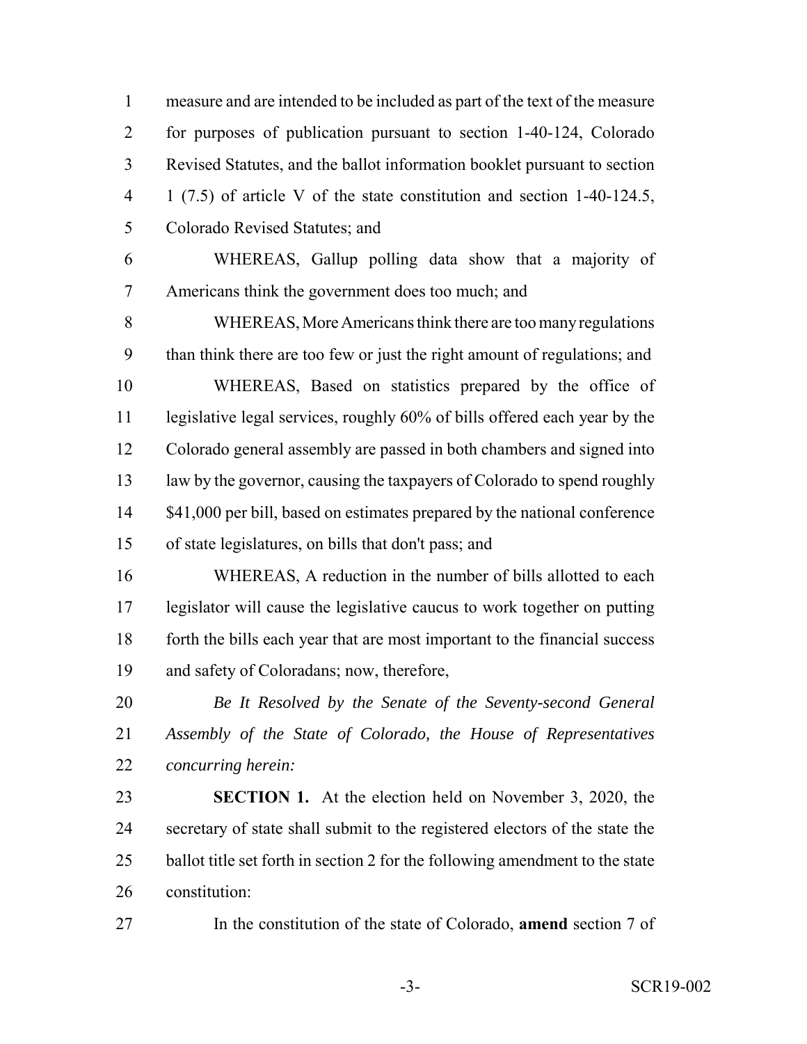measure and are intended to be included as part of the text of the measure for purposes of publication pursuant to section 1-40-124, Colorado Revised Statutes, and the ballot information booklet pursuant to section 1 (7.5) of article V of the state constitution and section 1-40-124.5, Colorado Revised Statutes; and

WHEREAS, Gallup polling data show that a majority of Americans think the government does too much; and

WHEREAS, More Americans think there are too many regulations than think there are too few or just the right amount of regulations; and

WHEREAS, Based on statistics prepared by the office of legislative legal services, roughly 60% of bills offered each year by the Colorado general assembly are passed in both chambers and signed into law by the governor, causing the taxpayers of Colorado to spend roughly $41,000 per bill, based on estimates prepared by the national conference of state legislatures, on bills that don't pass; and

WHEREAS, A reduction in the number of bills allotted to each legislator will cause the legislative caucus to work together on putting forth the bills each year that are most important to the financial success and safety of Coloradans; now, therefore,

*Be It Resolved by the Senate of the Seventy-second General Assembly of the State of Colorado, the House of Representatives concurring herein:*

**SECTION 1.** At the election held on November 3, 2020, the secretary of state shall submit to the registered electors of the state the ballot title set forth in section 2 for the following amendment to the state constitution:

In the constitution of the state of Colorado, **amend** section 7 of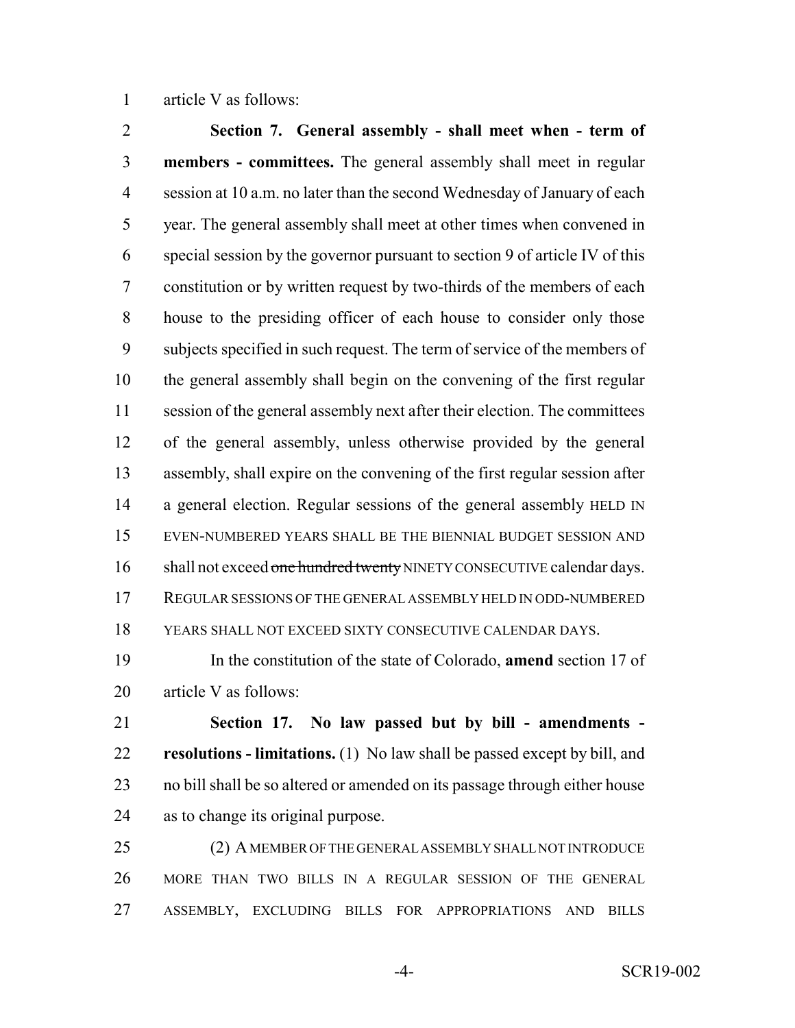article V as follows:

**Section 7. General assembly - shall meet when - term of members - committees.** The general assembly shall meet in regular session at 10 a.m. no later than the second Wednesday of January of each year. The general assembly shall meet at other times when convened in special session by the governor pursuant to section 9 of article IV of this constitution or by written request by two-thirds of the members of each house to the presiding officer of each house to consider only those subjects specified in such request. The term of service of the members of the general assembly shall begin on the convening of the first regular session of the general assembly next after their election. The committees of the general assembly, unless otherwise provided by the general assembly, shall expire on the convening of the first regular session after a general election. Regular sessions of the general assembly HELD IN EVEN-NUMBERED YEARS SHALL BE THE BIENNIAL BUDGET SESSION AND shall not exceed ~~one hundred twenty~~ NINETY CONSECUTIVE calendar days. REGULAR SESSIONS OF THE GENERAL ASSEMBLY HELD IN ODD-NUMBERED YEARS SHALL NOT EXCEED SIXTY CONSECUTIVE CALENDAR DAYS.

In the constitution of the state of Colorado, **amend** section 17 of article V as follows:

**Section 17. No law passed but by bill - amendments - resolutions - limitations.** (1) No law shall be passed except by bill, and no bill shall be so altered or amended on its passage through either house as to change its original purpose.

(2) A MEMBER OF THE GENERAL ASSEMBLY SHALL NOT INTRODUCE MORE THAN TWO BILLS IN A REGULAR SESSION OF THE GENERAL ASSEMBLY, EXCLUDING BILLS FOR APPROPRIATIONS AND BILLS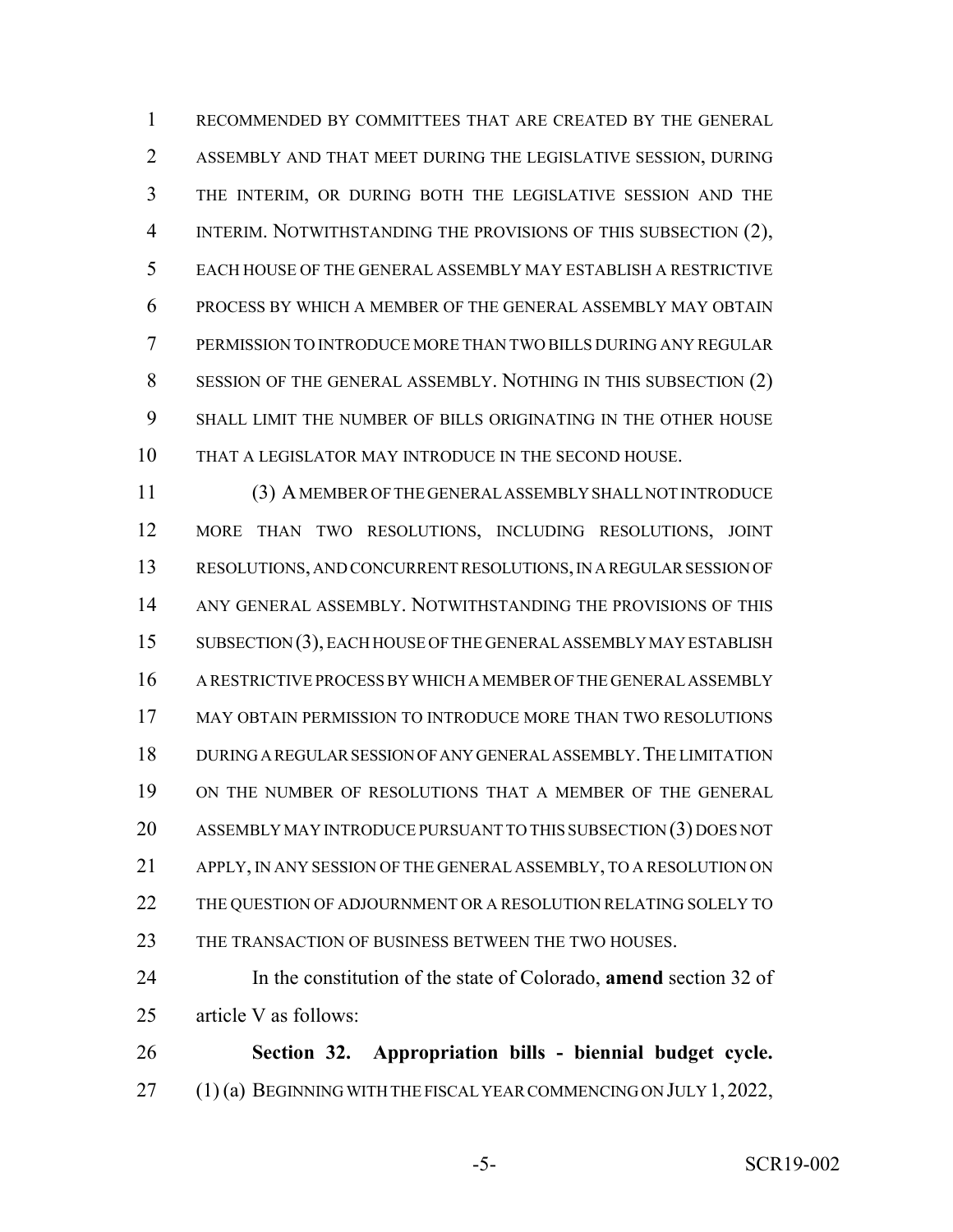RECOMMENDED BY COMMITTEES THAT ARE CREATED BY THE GENERAL ASSEMBLY AND THAT MEET DURING THE LEGISLATIVE SESSION, DURING THE INTERIM, OR DURING BOTH THE LEGISLATIVE SESSION AND THE INTERIM. NOTWITHSTANDING THE PROVISIONS OF THIS SUBSECTION (2), EACH HOUSE OF THE GENERAL ASSEMBLY MAY ESTABLISH A RESTRICTIVE PROCESS BY WHICH A MEMBER OF THE GENERAL ASSEMBLY MAY OBTAIN PERMISSION TO INTRODUCE MORE THAN TWO BILLS DURING ANY REGULAR SESSION OF THE GENERAL ASSEMBLY. NOTHING IN THIS SUBSECTION (2) SHALL LIMIT THE NUMBER OF BILLS ORIGINATING IN THE OTHER HOUSE THAT A LEGISLATOR MAY INTRODUCE IN THE SECOND HOUSE.

(3) A MEMBER OF THE GENERAL ASSEMBLY SHALL NOT INTRODUCE MORE THAN TWO RESOLUTIONS, INCLUDING RESOLUTIONS, JOINT RESOLUTIONS, AND CONCURRENT RESOLUTIONS, IN A REGULAR SESSION OF ANY GENERAL ASSEMBLY. NOTWITHSTANDING THE PROVISIONS OF THIS SUBSECTION (3), EACH HOUSE OF THE GENERAL ASSEMBLY MAY ESTABLISH A RESTRICTIVE PROCESS BY WHICH A MEMBER OF THE GENERAL ASSEMBLY MAY OBTAIN PERMISSION TO INTRODUCE MORE THAN TWO RESOLUTIONS DURING A REGULAR SESSION OF ANY GENERAL ASSEMBLY. THE LIMITATION ON THE NUMBER OF RESOLUTIONS THAT A MEMBER OF THE GENERAL ASSEMBLY MAY INTRODUCE PURSUANT TO THIS SUBSECTION (3) DOES NOT APPLY, IN ANY SESSION OF THE GENERAL ASSEMBLY, TO A RESOLUTION ON THE QUESTION OF ADJOURNMENT OR A RESOLUTION RELATING SOLELY TO THE TRANSACTION OF BUSINESS BETWEEN THE TWO HOUSES.

In the constitution of the state of Colorado, **amend** section 32 of article V as follows:

**Section 32. Appropriation bills - biennial budget cycle.** (1) (a) BEGINNING WITH THE FISCAL YEAR COMMENCING ON JULY 1, 2022,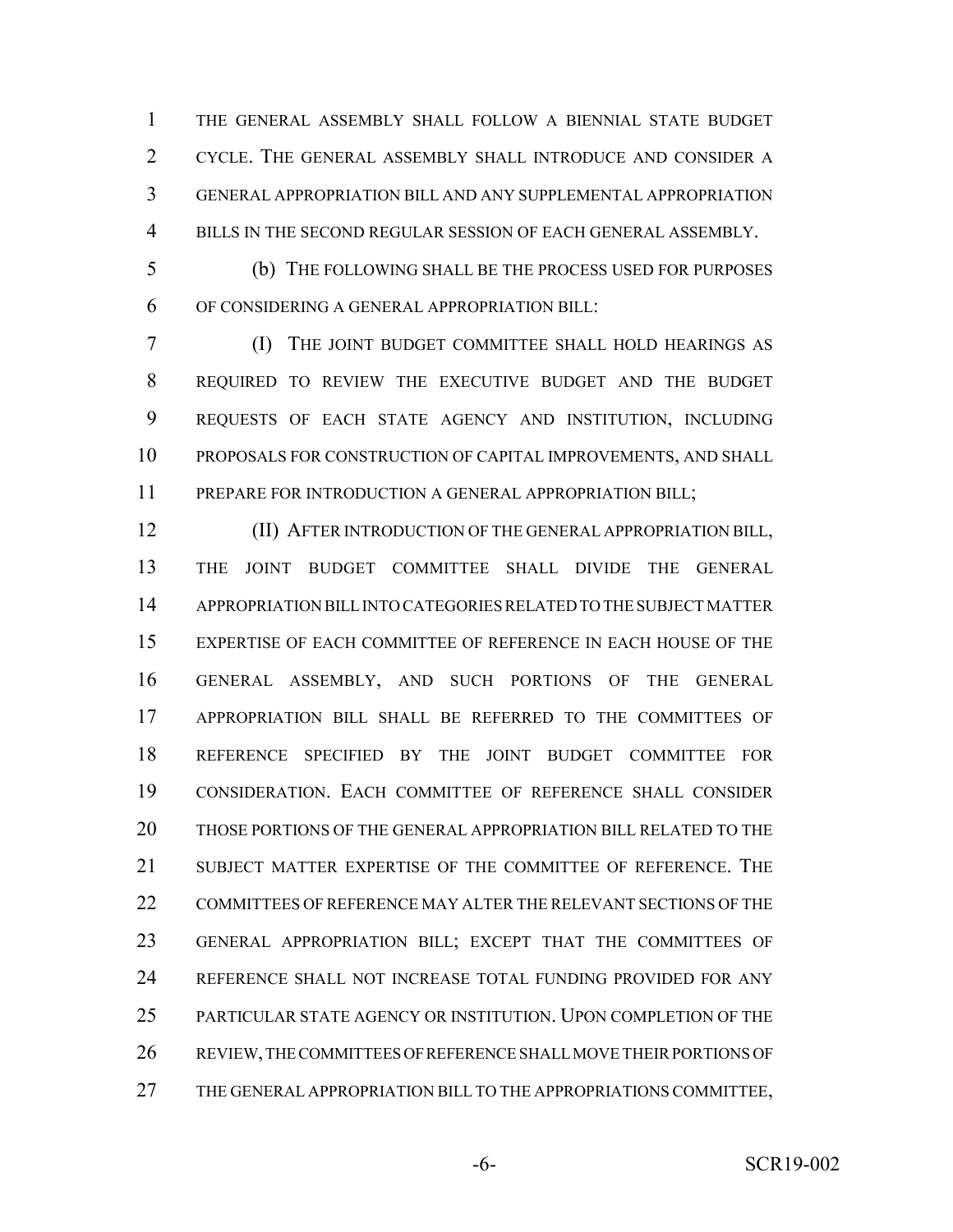THE GENERAL ASSEMBLY SHALL FOLLOW A BIENNIAL STATE BUDGET CYCLE. THE GENERAL ASSEMBLY SHALL INTRODUCE AND CONSIDER A GENERAL APPROPRIATION BILL AND ANY SUPPLEMENTAL APPROPRIATION BILLS IN THE SECOND REGULAR SESSION OF EACH GENERAL ASSEMBLY.

(b) THE FOLLOWING SHALL BE THE PROCESS USED FOR PURPOSES OF CONSIDERING A GENERAL APPROPRIATION BILL:

(I) THE JOINT BUDGET COMMITTEE SHALL HOLD HEARINGS AS REQUIRED TO REVIEW THE EXECUTIVE BUDGET AND THE BUDGET REQUESTS OF EACH STATE AGENCY AND INSTITUTION, INCLUDING PROPOSALS FOR CONSTRUCTION OF CAPITAL IMPROVEMENTS, AND SHALL PREPARE FOR INTRODUCTION A GENERAL APPROPRIATION BILL;

(II) AFTER INTRODUCTION OF THE GENERAL APPROPRIATION BILL, THE JOINT BUDGET COMMITTEE SHALL DIVIDE THE GENERAL APPROPRIATION BILL INTO CATEGORIES RELATED TO THE SUBJECT MATTER EXPERTISE OF EACH COMMITTEE OF REFERENCE IN EACH HOUSE OF THE GENERAL ASSEMBLY, AND SUCH PORTIONS OF THE GENERAL APPROPRIATION BILL SHALL BE REFERRED TO THE COMMITTEES OF REFERENCE SPECIFIED BY THE JOINT BUDGET COMMITTEE FOR CONSIDERATION. EACH COMMITTEE OF REFERENCE SHALL CONSIDER THOSE PORTIONS OF THE GENERAL APPROPRIATION BILL RELATED TO THE SUBJECT MATTER EXPERTISE OF THE COMMITTEE OF REFERENCE. THE COMMITTEES OF REFERENCE MAY ALTER THE RELEVANT SECTIONS OF THE GENERAL APPROPRIATION BILL; EXCEPT THAT THE COMMITTEES OF REFERENCE SHALL NOT INCREASE TOTAL FUNDING PROVIDED FOR ANY PARTICULAR STATE AGENCY OR INSTITUTION. UPON COMPLETION OF THE REVIEW, THE COMMITTEES OF REFERENCE SHALL MOVE THEIR PORTIONS OF THE GENERAL APPROPRIATION BILL TO THE APPROPRIATIONS COMMITTEE,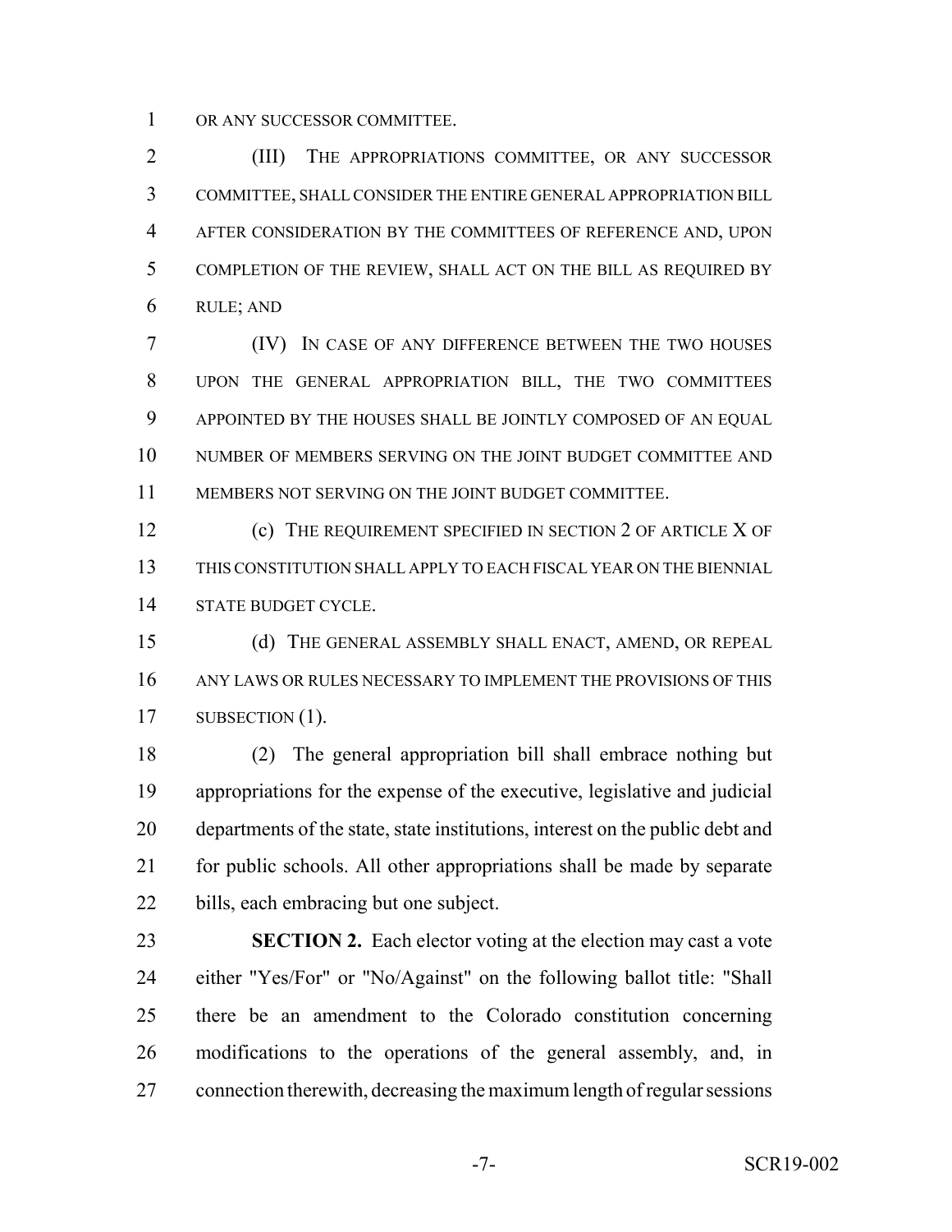OR ANY SUCCESSOR COMMITTEE.

(III) THE APPROPRIATIONS COMMITTEE, OR ANY SUCCESSOR COMMITTEE, SHALL CONSIDER THE ENTIRE GENERAL APPROPRIATION BILL AFTER CONSIDERATION BY THE COMMITTEES OF REFERENCE AND, UPON COMPLETION OF THE REVIEW, SHALL ACT ON THE BILL AS REQUIRED BY RULE; AND

(IV) IN CASE OF ANY DIFFERENCE BETWEEN THE TWO HOUSES UPON THE GENERAL APPROPRIATION BILL, THE TWO COMMITTEES APPOINTED BY THE HOUSES SHALL BE JOINTLY COMPOSED OF AN EQUAL NUMBER OF MEMBERS SERVING ON THE JOINT BUDGET COMMITTEE AND MEMBERS NOT SERVING ON THE JOINT BUDGET COMMITTEE.

(c) THE REQUIREMENT SPECIFIED IN SECTION 2 OF ARTICLE X OF THIS CONSTITUTION SHALL APPLY TO EACH FISCAL YEAR ON THE BIENNIAL STATE BUDGET CYCLE.

(d) THE GENERAL ASSEMBLY SHALL ENACT, AMEND, OR REPEAL ANY LAWS OR RULES NECESSARY TO IMPLEMENT THE PROVISIONS OF THIS SUBSECTION (1).

(2) The general appropriation bill shall embrace nothing but appropriations for the expense of the executive, legislative and judicial departments of the state, state institutions, interest on the public debt and for public schools. All other appropriations shall be made by separate bills, each embracing but one subject.

**SECTION 2.** Each elector voting at the election may cast a vote either "Yes/For" or "No/Against" on the following ballot title: "Shall there be an amendment to the Colorado constitution concerning modifications to the operations of the general assembly, and, in connection therewith, decreasing the maximum length of regular sessions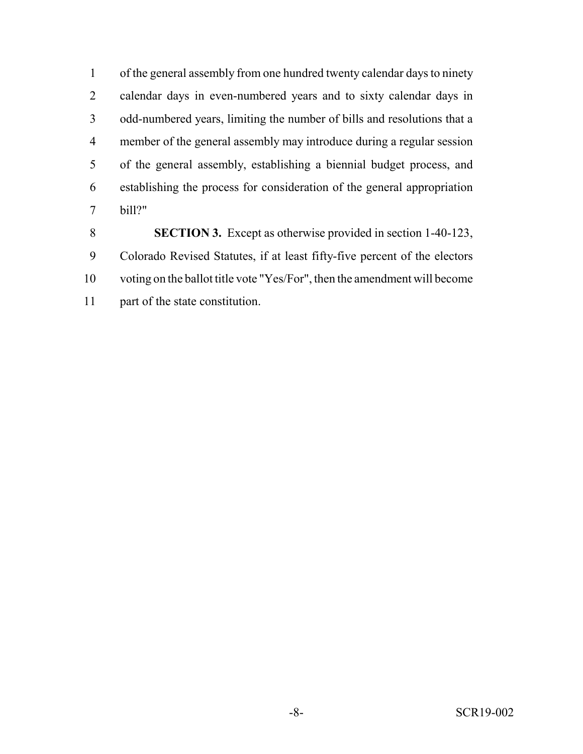of the general assembly from one hundred twenty calendar days to ninety calendar days in even-numbered years and to sixty calendar days in odd-numbered years, limiting the number of bills and resolutions that a member of the general assembly may introduce during a regular session of the general assembly, establishing a biennial budget process, and establishing the process for consideration of the general appropriation bill?"

**SECTION 3.** Except as otherwise provided in section 1-40-123, Colorado Revised Statutes, if at least fifty-five percent of the electors voting on the ballot title vote "Yes/For", then the amendment will become part of the state constitution.